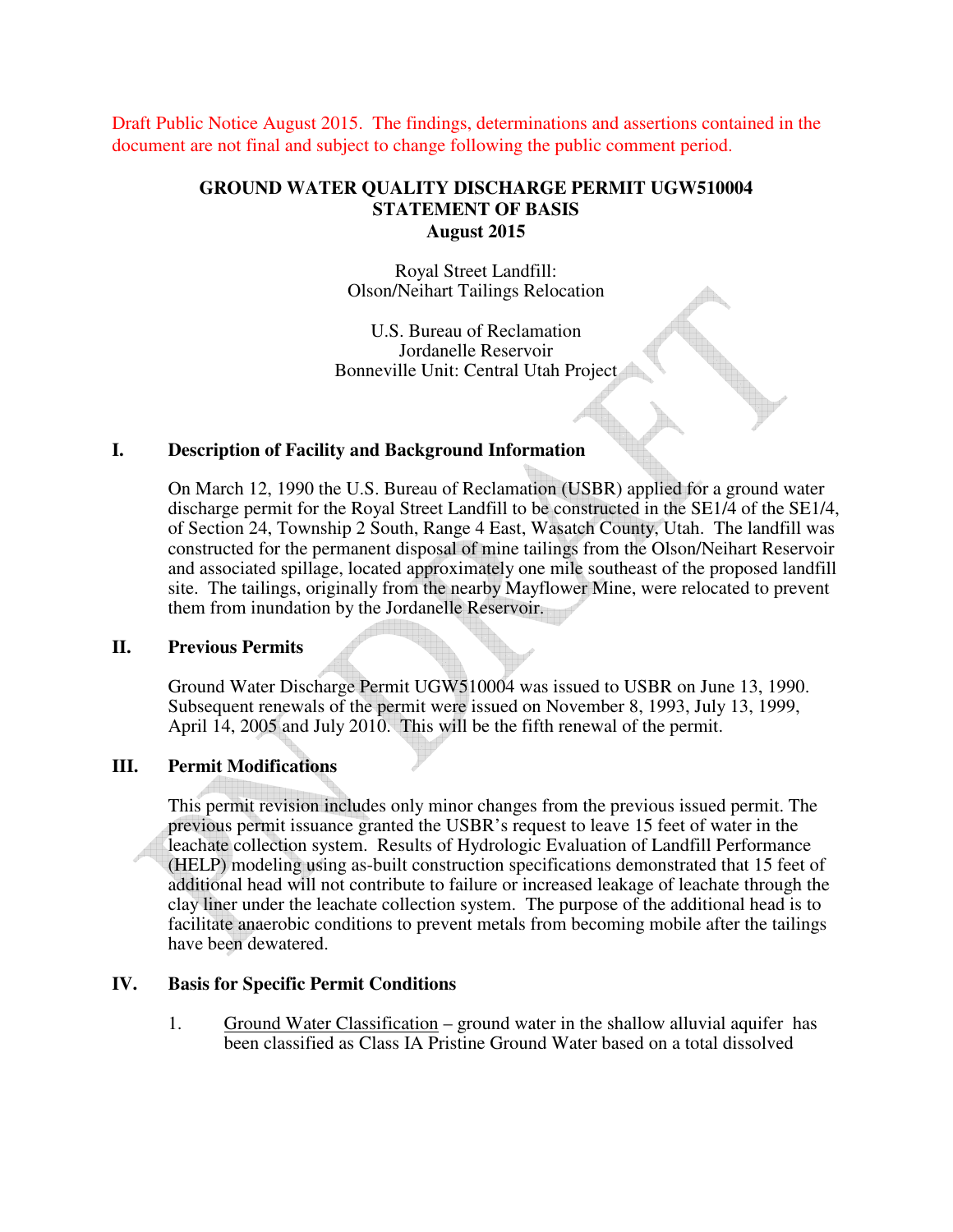Draft Public Notice August 2015. The findings, determinations and assertions contained in the document are not final and subject to change following the public comment period.

# GROUND WATER QUALITY DISCHARGE PERMIT UGW510004 STATEMENT OF BASIS August 2015

Royal Street Landfill:
Olson/Neihart Tailings Relocation

U.S. Bureau of Reclamation
Jordanelle Reservoir
Bonneville Unit: Central Utah Project

## I. Description of Facility and Background Information

On March 12, 1990 the U.S. Bureau of Reclamation (USBR) applied for a ground water discharge permit for the Royal Street Landfill to be constructed in the SE1/4 of the SE1/4, of Section 24, Township 2 South, Range 4 East, Wasatch County, Utah. The landfill was constructed for the permanent disposal of mine tailings from the Olson/Neihart Reservoir and associated spillage, located approximately one mile southeast of the proposed landfill site. The tailings, originally from the nearby Mayflower Mine, were relocated to prevent them from inundation by the Jordanelle Reservoir.

## II. Previous Permits

Ground Water Discharge Permit UGW510004 was issued to USBR on June 13, 1990. Subsequent renewals of the permit were issued on November 8, 1993, July 13, 1999, April 14, 2005 and July 2010. This will be the fifth renewal of the permit.

## III. Permit Modifications

This permit revision includes only minor changes from the previous issued permit. The previous permit issuance granted the USBR's request to leave 15 feet of water in the leachate collection system. Results of Hydrologic Evaluation of Landfill Performance (HELP) modeling using as-built construction specifications demonstrated that 15 feet of additional head will not contribute to failure or increased leakage of leachate through the clay liner under the leachate collection system. The purpose of the additional head is to facilitate anaerobic conditions to prevent metals from becoming mobile after the tailings have been dewatered.

## IV. Basis for Specific Permit Conditions

1. Ground Water Classification – ground water in the shallow alluvial aquifer has been classified as Class IA Pristine Ground Water based on a total dissolved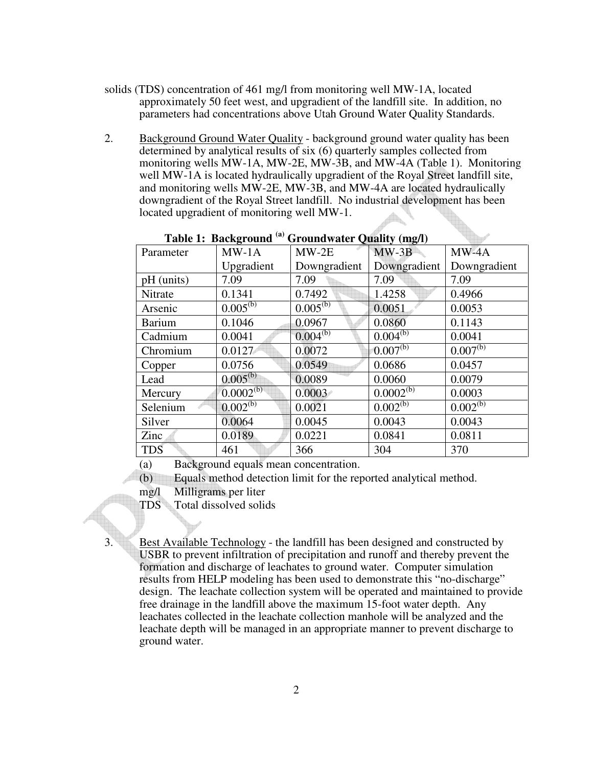solids (TDS) concentration of 461 mg/l from monitoring well MW-1A, located approximately 50 feet west, and upgradient of the landfill site. In addition, no parameters had concentrations above Utah Ground Water Quality Standards.

2. Background Ground Water Quality - background ground water quality has been determined by analytical results of six (6) quarterly samples collected from monitoring wells MW-1A, MW-2E, MW-3B, and MW-4A (Table 1). Monitoring well MW-1A is located hydraulically upgradient of the Royal Street landfill site, and monitoring wells MW-2E, MW-3B, and MW-4A are located hydraulically downgradient of the Royal Street landfill. No industrial development has been located upgradient of monitoring well MW-1.

**Table 1: Background [(a)] Groundwater Quality (mg/l)**

| Parameter | MW-1A Upgradient | MW-2E Downgradient | MW-3B Downgradient | MW-4A Downgradient |
|---|---|---|---|---|
| pH (units) | 7.09 | 7.09 | 7.09 | 7.09 |
| Nitrate | 0.1341 | 0.7492 | 1.4258 | 0.4966 |
| Arsenic | 0.005[(b)] | 0.005[(b)] | 0.0051 | 0.0053 |
| Barium | 0.1046 | 0.0967 | 0.0860 | 0.1143 |
| Cadmium | 0.0041 | 0.004[(b)] | 0.004[(b)] | 0.0041 |
| Chromium | 0.0127 | 0.0072 | 0.007[(b)] | 0.007[(b)] |
| Copper | 0.0756 | 0.0549 | 0.0686 | 0.0457 |
| Lead | 0.005[(b)] | 0.0089 | 0.0060 | 0.0079 |
| Mercury | 0.0002[(b)] | 0.0003 | 0.0002[(b)] | 0.0003 |
| Selenium | 0.002[(b)] | 0.0021 | 0.002[(b)] | 0.002[(b)] |
| Silver | 0.0064 | 0.0045 | 0.0043 | 0.0043 |
| Zinc | 0.0189 | 0.0221 | 0.0841 | 0.0811 |
| TDS | 461 | 366 | 304 | 370 |

(a) Background equals mean concentration.
(b) Equals method detection limit for the reported analytical method.
mg/l Milligrams per liter
TDS Total dissolved solids

3. Best Available Technology - the landfill has been designed and constructed by USBR to prevent infiltration of precipitation and runoff and thereby prevent the formation and discharge of leachates to ground water. Computer simulation results from HELP modeling has been used to demonstrate this "no-discharge" design. The leachate collection system will be operated and maintained to provide free drainage in the landfill above the maximum 15-foot water depth. Any leachates collected in the leachate collection manhole will be analyzed and the leachate depth will be managed in an appropriate manner to prevent discharge to ground water.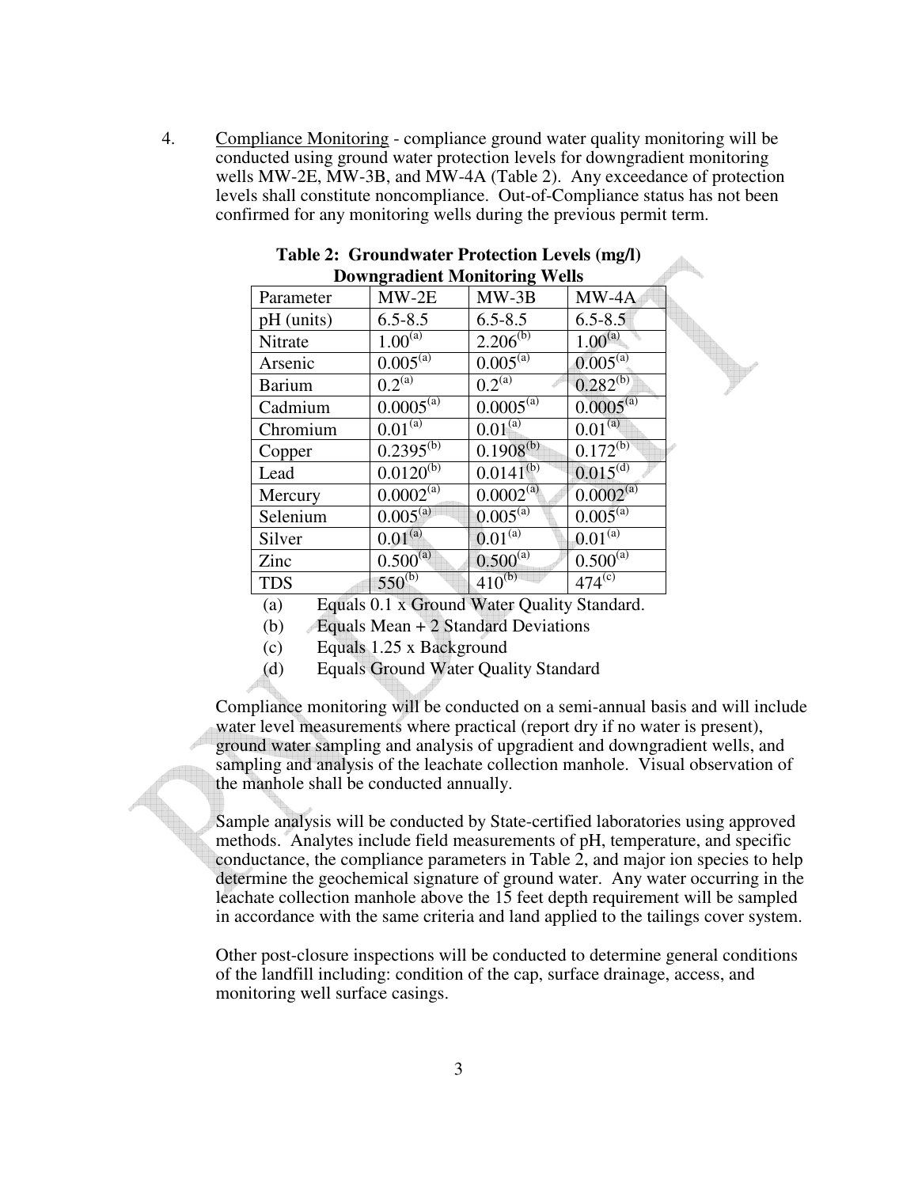4. Compliance Monitoring - compliance ground water quality monitoring will be conducted using ground water protection levels for downgradient monitoring wells MW-2E, MW-3B, and MW-4A (Table 2). Any exceedance of protection levels shall constitute noncompliance. Out-of-Compliance status has not been confirmed for any monitoring wells during the previous permit term.

**Table 2: Groundwater Protection Levels (mg/l) Downgradient Monitoring Wells**

| Parameter | MW-2E | MW-3B | MW-4A |
|---|---|---|---|
| pH (units) | 6.5-8.5 | 6.5-8.5 | 6.5-8.5 |
| Nitrate | 1.00[(a)] | 2.206[(b)] | 1.00[(a)] |
| Arsenic | 0.005[(a)] | 0.005[(a)] | 0.005[(a)] |
| Barium | 0.2[(a)] | 0.2[(a)] | 0.282[(b)] |
| Cadmium | 0.0005[(a)] | 0.0005[(a)] | 0.0005[(a)] |
| Chromium | 0.01[(a)] | 0.01[(a)] | 0.01[(a)] |
| Copper | 0.2395[(b)] | 0.1908[(b)] | 0.172[(b)] |
| Lead | 0.0120[(b)] | 0.0141[(b)] | 0.015[(d)] |
| Mercury | 0.0002[(a)] | 0.0002[(a)] | 0.0002[(a)] |
| Selenium | 0.005[(a)] | 0.005[(a)] | 0.005[(a)] |
| Silver | 0.01[(a)] | 0.01[(a)] | 0.01[(a)] |
| Zinc | 0.500[(a)] | 0.500[(a)] | 0.500[(a)] |
| TDS | 550[(b)] | 410[(b)] | 474[(c)] |

(a) Equals 0.1 x Ground Water Quality Standard.
(b) Equals Mean + 2 Standard Deviations
(c) Equals 1.25 x Background
(d) Equals Ground Water Quality Standard

Compliance monitoring will be conducted on a semi-annual basis and will include water level measurements where practical (report dry if no water is present), ground water sampling and analysis of upgradient and downgradient wells, and sampling and analysis of the leachate collection manhole. Visual observation of the manhole shall be conducted annually.

Sample analysis will be conducted by State-certified laboratories using approved methods. Analytes include field measurements of pH, temperature, and specific conductance, the compliance parameters in Table 2, and major ion species to help determine the geochemical signature of ground water. Any water occurring in the leachate collection manhole above the 15 feet depth requirement will be sampled in accordance with the same criteria and land applied to the tailings cover system.

Other post-closure inspections will be conducted to determine general conditions of the landfill including: condition of the cap, surface drainage, access, and monitoring well surface casings.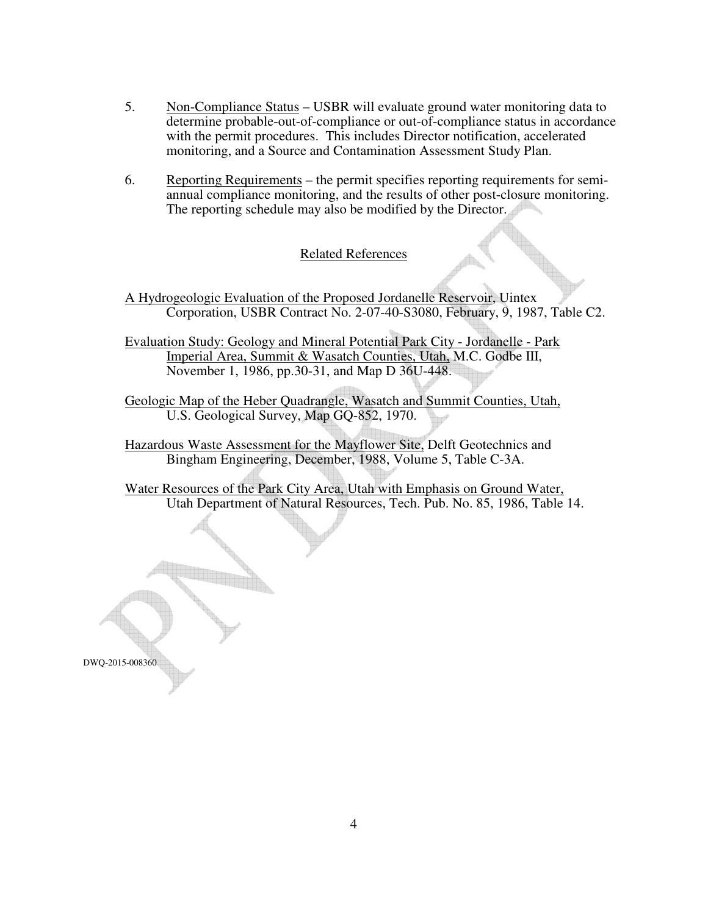5. Non-Compliance Status – USBR will evaluate ground water monitoring data to determine probable-out-of-compliance or out-of-compliance status in accordance with the permit procedures. This includes Director notification, accelerated monitoring, and a Source and Contamination Assessment Study Plan.

6. Reporting Requirements – the permit specifies reporting requirements for semi-annual compliance monitoring, and the results of other post-closure monitoring. The reporting schedule may also be modified by the Director.

## Related References

A Hydrogeologic Evaluation of the Proposed Jordanelle Reservoir, Uintex Corporation, USBR Contract No. 2-07-40-S3080, February, 9, 1987, Table C2.

Evaluation Study: Geology and Mineral Potential Park City - Jordanelle - Park Imperial Area, Summit & Wasatch Counties, Utah, M.C. Godbe III, November 1, 1986, pp.30-31, and Map D 36U-448.

Geologic Map of the Heber Quadrangle, Wasatch and Summit Counties, Utah, U.S. Geological Survey, Map GQ-852, 1970.

Hazardous Waste Assessment for the Mayflower Site, Delft Geotechnics and Bingham Engineering, December, 1988, Volume 5, Table C-3A.

Water Resources of the Park City Area, Utah with Emphasis on Ground Water, Utah Department of Natural Resources, Tech. Pub. No. 85, 1986, Table 14.

DWQ-2015-008360